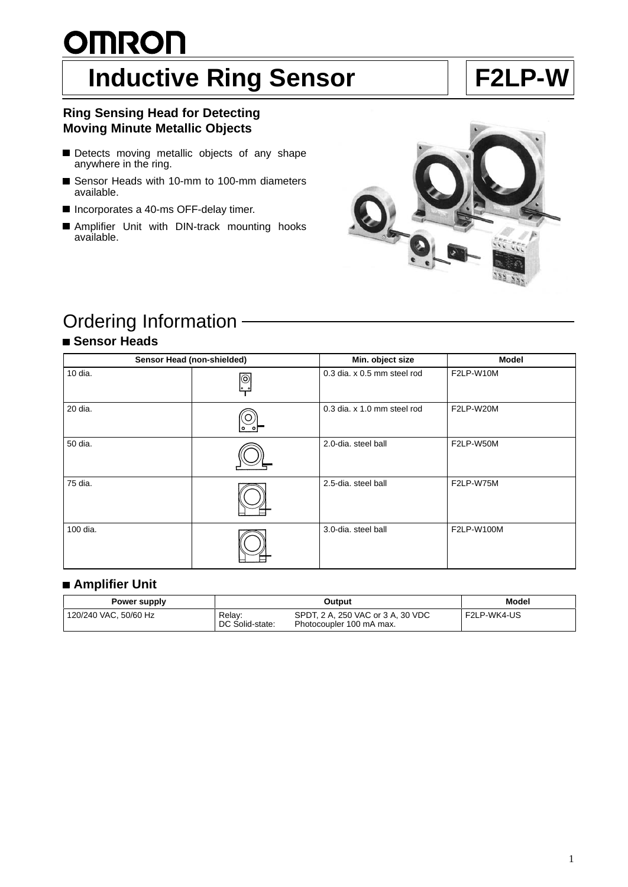# OMRON

# Inductive Ring Sensor F2LP-W

**Ring Sensing Head for Detecting Moving Minute Metallic Objects**

- Detects moving metallic objects of any shape anywhere in the ring.
- Sensor Heads with 10-mm to 100-mm diameters available.
- Incorporates a 40-ms OFF-delay timer.
- Amplifier Unit with DIN-track mounting hooks available.

## Ordering Information

### Sensor Heads

| Sensor Head (non-shielded) | | Min. object size | Model |
|---|---|---|---|
| 10 dia. | | 0.3 dia. x 0.5 mm steel rod | F2LP-W10M |
| 20 dia. | | 0.3 dia. x 1.0 mm steel rod | F2LP-W20M |
| 50 dia. | | 2.0-dia. steel ball | F2LP-W50M |
| 75 dia. | | 2.5-dia. steel ball | F2LP-W75M |
| 100 dia. | | 3.0-dia. steel ball | F2LP-W100M |

### Amplifier Unit

| Power supply | Output | | Model |
|---|---|---|---|
| 120/240 VAC, 50/60 Hz | Relay:<br>DC Solid-state: | SPDT, 2 A, 250 VAC or 3 A, 30 VDC<br>Photocoupler 100 mA max. | F2LP-WK4-US |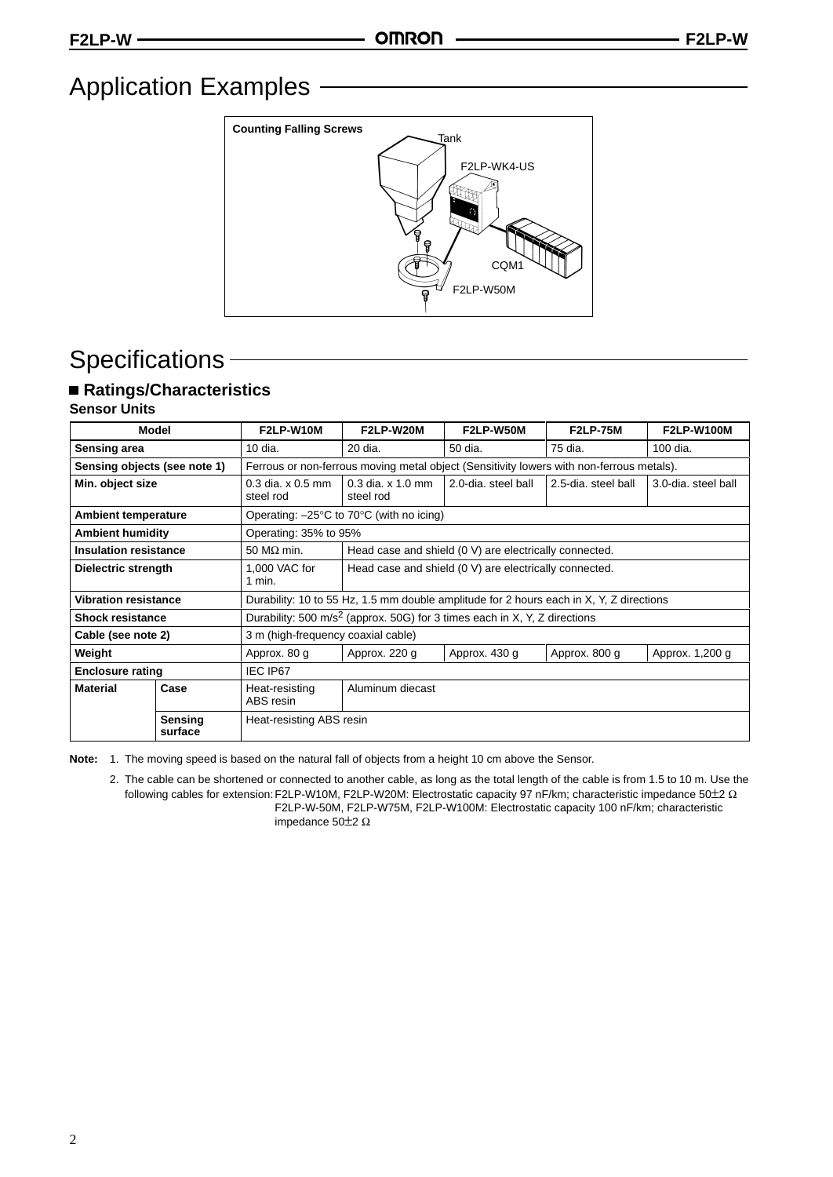# Application Examples

Counting Falling Screws

Tank

F2LP-WK4-US

CQM1

F2LP-W50M

# Specifications

## ■ Ratings/Characteristics

### Sensor Units

| Model | | F2LP-W10M | F2LP-W20M | F2LP-W50M | F2LP-75M | F2LP-W100M |
|---|---|---|---|---|---|---|
| **Sensing area** | | 10 dia. | 20 dia. | 50 dia. | 75 dia. | 100 dia. |
| **Sensing objects (see note 1)** | | Ferrous or non-ferrous moving metal object (Sensitivity lowers with non-ferrous metals). | | | | |
| **Min. object size** | | 0.3 dia. x 0.5 mm steel rod | 0.3 dia. x 1.0 mm steel rod | 2.0-dia. steel ball | 2.5-dia. steel ball | 3.0-dia. steel ball |
| **Ambient temperature** | | Operating: –25°C to 70°C (with no icing) | | | | |
| **Ambient humidity** | | Operating: 35% to 95% | | | | |
| **Insulation resistance** | | 50 MΩ min. | Head case and shield (0 V) are electrically connected. | | | |
| **Dielectric strength** | | 1,000 VAC for 1 min. | Head case and shield (0 V) are electrically connected. | | | |
| **Vibration resistance** | | Durability: 10 to 55 Hz, 1.5 mm double amplitude for 2 hours each in X, Y, Z directions | | | | |
| **Shock resistance** | | Durability: 500 $m/s^2$ (approx. 50G) for 3 times each in X, Y, Z directions | | | | |
| **Cable (see note 2)** | | 3 m (high-frequency coaxial cable) | | | | |
| **Weight** | | Approx. 80 g | Approx. 220 g | Approx. 430 g | Approx. 800 g | Approx. 1,200 g |
| **Enclosure rating** | | IEC IP67 | | | | |
| **Material** | **Case** | Heat-resisting ABS resin | Aluminum diecast | | | |
| | **Sensing surface** | Heat-resisting ABS resin | | | | |

**Note:** 1. The moving speed is based on the natural fall of objects from a height 10 cm above the Sensor.

2. The cable can be shortened or connected to another cable, as long as the total length of the cable is from 1.5 to 10 m. Use the following cables for extension: F2LP-W10M, F2LP-W20M: Electrostatic capacity 97 nF/km; characteristic impedance 50±2 Ω
F2LP-W-50M, F2LP-W75M, F2LP-W100M: Electrostatic capacity 100 nF/km; characteristic impedance 50±2 Ω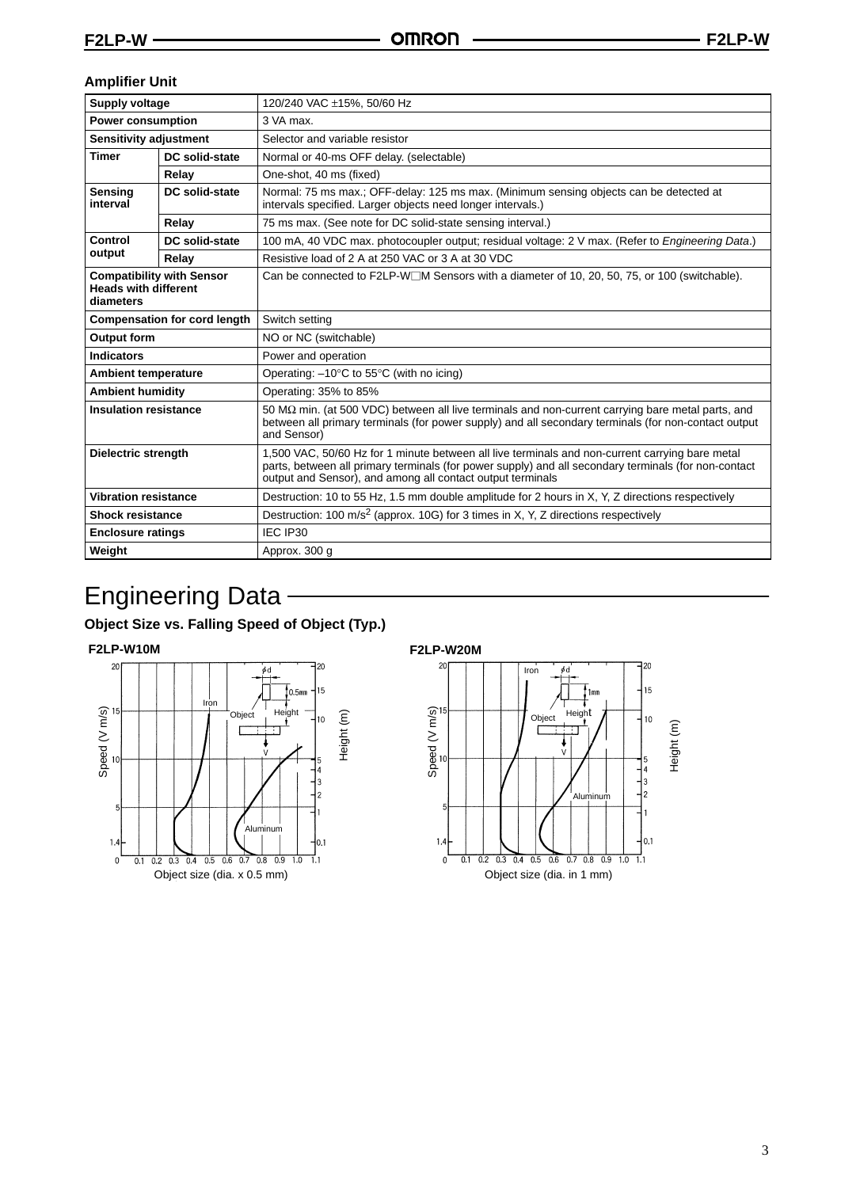### Amplifier Unit

| | | |
|---|---|---|
| **Supply voltage** | | 120/240 VAC ±15%, 50/60 Hz |
| **Power consumption** | | 3 VA max. |
| **Sensitivity adjustment** | | Selector and variable resistor |
| **Timer** | **DC solid-state** | Normal or 40-ms OFF delay. (selectable) |
| | **Relay** | One-shot, 40 ms (fixed) |
| **Sensing interval** | **DC solid-state** | Normal: 75 ms max.; OFF-delay: 125 ms max. (Minimum sensing objects can be detected at intervals specified. Larger objects need longer intervals.) |
| | **Relay** | 75 ms max. (See note for DC solid-state sensing interval.) |
| **Control output** | **DC solid-state** | 100 mA, 40 VDC max. photocoupler output; residual voltage: 2 V max. (Refer to *Engineering Data*.) |
| | **Relay** | Resistive load of 2 A at 250 VAC or 3 A at 30 VDC |
| **Compatibility with Sensor Heads with different diameters** | | Can be connected to F2LP-W□M Sensors with a diameter of 10, 20, 50, 75, or 100 (switchable). |
| **Compensation for cord length** | | Switch setting |
| **Output form** | | NO or NC (switchable) |
| **Indicators** | | Power and operation |
| **Ambient temperature** | | Operating: –10°C to 55°C (with no icing) |
| **Ambient humidity** | | Operating: 35% to 85% |
| **Insulation resistance** | | 50 MΩ min. (at 500 VDC) between all live terminals and non-current carrying bare metal parts, and between all primary terminals (for power supply) and all secondary terminals (for non-contact output and Sensor) |
| **Dielectric strength** | | 1,500 VAC, 50/60 Hz for 1 minute between all live terminals and non-current carrying bare metal parts, between all primary terminals (for power supply) and all secondary terminals (for non-contact output and Sensor), and among all contact output terminals |
| **Vibration resistance** | | Destruction: 10 to 55 Hz, 1.5 mm double amplitude for 2 hours in X, Y, Z directions respectively |
| **Shock resistance** | | Destruction: 100 $m/s^2$ (approx. 10G) for 3 times in X, Y, Z directions respectively |
| **Enclosure ratings** | | IEC IP30 |
| **Weight** | | Approx. 300 g |

# Engineering Data

### Object Size vs. Falling Speed of Object (Typ.)

**F2LP-W10M**

Speed (V m/s)
Height (m)
ϕd
0.5mm
Iron
Object
Height
V
Aluminum
20, 15, 10, 5, 1.4, 0
20, 15, 10, 5, 4, 3, 2, 1, 0.1
0.1 0.2 0.3 0.4 0.5 0.6 0.7 0.8 0.9 1.0 1.1
Object size (dia. x 0.5 mm)

**F2LP-W20M**

Speed (V m/s)
Height (m)
ϕd
1mm
Iron
Object
Height
V
Aluminum
20, 15, 10, 5, 1.4, 0
20, 15, 10, 5, 4, 3, 2, 1, 0.1
0.1 0.2 0.3 0.4 0.5 0.6 0.7 0.8 0.9 1.0 1.1
Object size (dia. in 1 mm)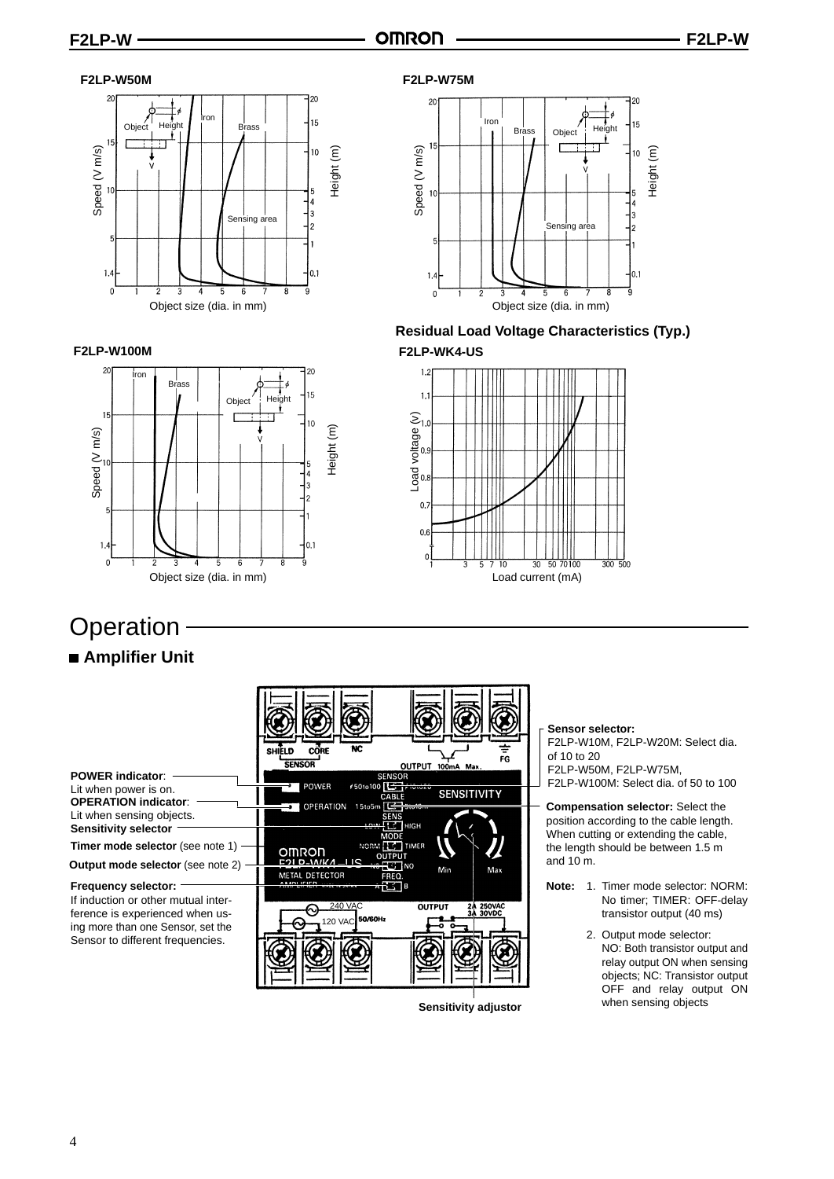#### F2LP-W50M

Speed (V m/s)
Height (m)
Object
Height
Iron
Brass
Sensing area
V
ϕ
20
15
10
5
1.4
0
1 2 3 4 5 6 7 8 9
20
15
10
5
4
3
2
1
0.1
Object size (dia. in mm)

#### F2LP-W75M

Speed (V m/s)
Height (m)
Iron
Brass
Object
Height
Sensing area
V
ϕ
20
15
10
5
1.4
0
1 2 3 4 5 6 7 8 9
20
15
10
5
4
3
2
1
0.1
Object size (dia. in mm)

#### F2LP-W100M

Speed (V m/s)
Height (m)
Iron
Brass
Object
Height
V
ϕ
20
15
10
5
1.4
0
1 2 3 4 5 6 7 8 9
20
15
10
5
4
3
2
1
0.1
Object size (dia. in mm)

### Residual Load Voltage Characteristics (Typ.)

#### F2LP-WK4-US

Load voltage (v)
1.2
1.1
1.0
0.9
0.8
0.7
0.6
0
1 3 5 7 10 30 50 70 100 300 500
Load current (mA)

# Operation

## Amplifier Unit

SHIELD CORE NC
SENSOR
OUTPUT 100mA Max.
FG
POWER
OPERATION
SENSOR
ϕ50to100 ϕ10to20
CABLE
1.5to5m 5to10m
SENS
LOW HIGH
MODE
NORM TIMER
OUTPUT
NC NO
FREQ.
A B
SENSITIVITY
Min Max
OMRON
F2LP-WK4-US
METAL DETECTOR
AMPLIFIER
240 VAC
120 VAC
50/60Hz
OUTPUT
2A 250VAC
3A 30VDC

**POWER indicator**: Lit when power is on.

**OPERATION indicator**: Lit when sensing objects.

**Sensitivity selector**

**Timer mode selector** (see note 1)

**Output mode selector** (see note 2)

**Frequency selector:** If induction or other mutual interference is experienced when using more than one Sensor, set the Sensor to different frequencies.

**Sensor selector:** F2LP-W10M, F2LP-W20M: Select dia. of 10 to 20
F2LP-W50M, F2LP-W75M, F2LP-W100M: Select dia. of 50 to 100

**Compensation selector:** Select the position according to the cable length. When cutting or extending the cable, the length should be between 1.5 m and 10 m.

**Sensitivity adjustor**

**Note:**
1. Timer mode selector: NORM: No timer; TIMER: OFF-delay transistor output (40 ms)
2. Output mode selector: NO: Both transistor output and relay output ON when sensing objects; NC: Transistor output OFF and relay output ON when sensing objects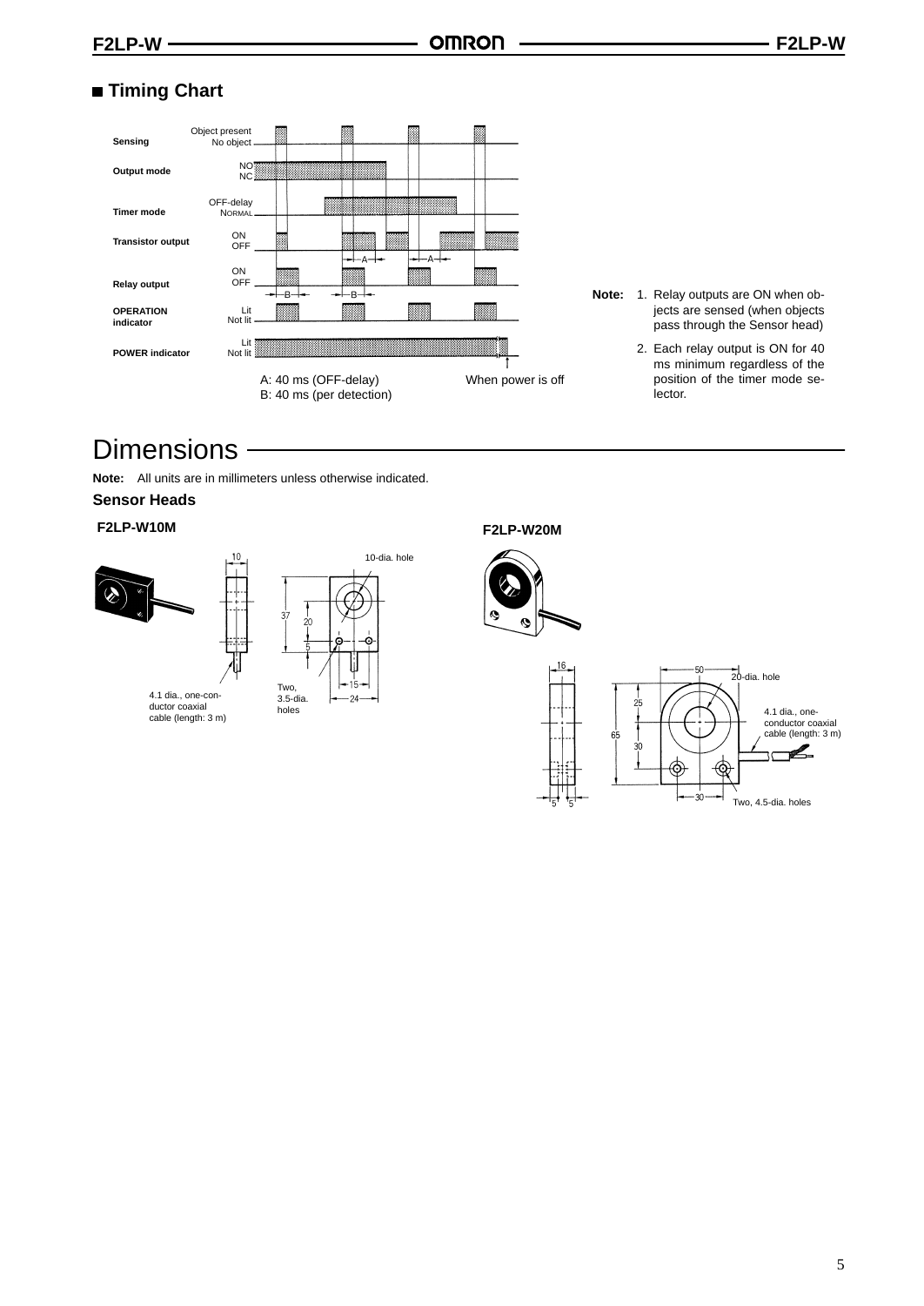## Timing Chart

Sensing — Object present / No object

Output mode — NO / NC

Timer mode — OFF-delay / NORMAL

Transistor output — ON / OFF

Relay output — ON / OFF

OPERATION indicator — Lit / Not lit

POWER indicator — Lit / Not lit

A
A
B
B

A: 40 ms (OFF-delay)
B: 40 ms (per detection)

When power is off

**Note:**
1. Relay outputs are ON when objects are sensed (when objects pass through the Sensor head)
2. Each relay output is ON for 40 ms minimum regardless of the position of the timer mode selector.

# Dimensions

**Note:** All units are in millimeters unless otherwise indicated.

### Sensor Heads

**F2LP-W10M**

10
37
20
5
15
24

10-dia. hole

Two, 3.5-dia. holes

4.1 dia., one-conductor coaxial cable (length: 3 m)

**F2LP-W20M**

16
5
5
50
25
65
30
30

20-dia. hole

4.1 dia., one-conductor coaxial cable (length: 3 m)

Two, 4.5-dia. holes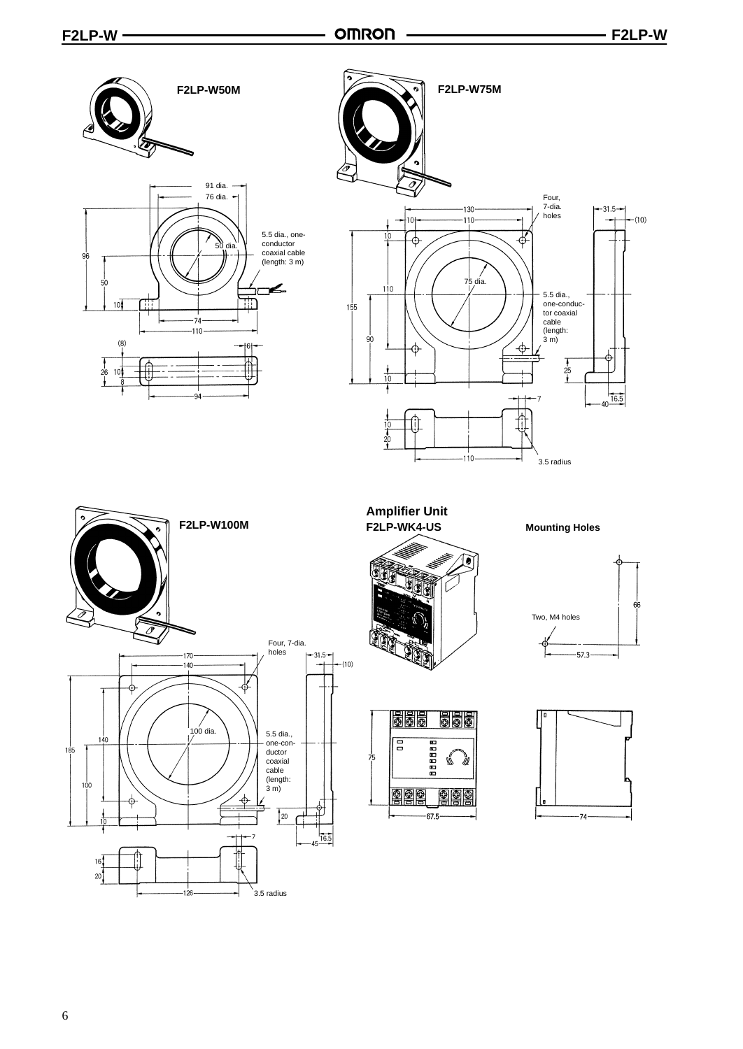## F2LP-W50M

91 dia.

76 dia.

50 dia.

5.5 dia., one-conductor coaxial cable (length: 3 m)

96

50

10

74

110

(8)

6

26

10

8

94

## F2LP-W75M

Four, 7-dia. holes

130

10

110

31.5

(10)

10

75 dia.

110

155

5.5 dia., one-conductor coaxial cable (length: 3 m)

90

25

10

16.5

40

7

10

20

110

3.5 radius

## F2LP-W100M

Four, 7-dia. holes

170

140

31.5

(10)

100 dia.

140

185

5.5 dia., one-conductor coaxial cable (length: 3 m)

100

10

20

16.5

45

7

16

20

126

3.5 radius

## Amplifier Unit

### F2LP-WK4-US

**Mounting Holes**

Two, M4 holes

66

57.3

75

67.5

74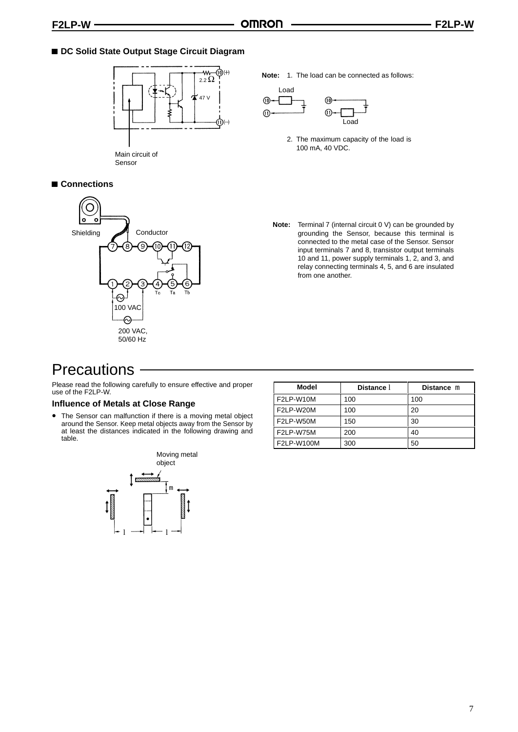## ■ DC Solid State Output Stage Circuit Diagram

2.2 Ω

47 V

⑩(+)

⑪(−)

Main circuit of Sensor

**Note:** 1. The load can be connected as follows:

Load

⑩

⑪

⑩

⑪

Load

2. The maximum capacity of the load is 100 mA, 40 VDC.

## ■ Connections

Shielding

Conductor

7 8 9 10 11 12

1 2 3 4 5 6

Tc Ta Tb

100 VAC

200 VAC, 50/60 Hz

**Note:** Terminal 7 (internal circuit 0 V) can be grounded by grounding the Sensor, because this terminal is connected to the metal case of the Sensor. Sensor input terminals 7 and 8, transistor output terminals 10 and 11, power supply terminals 1, 2, and 3, and relay connecting terminals 4, 5, and 6 are insulated from one another.

# Precautions

Please read the following carefully to ensure effective and proper use of the F2LP-W.

### Influence of Metals at Close Range

- The Sensor can malfunction if there is a moving metal object around the Sensor. Keep metal objects away from the Sensor by at least the distances indicated in the following drawing and table.

Moving metal object

m

l

l

| Model | Distance l | Distance m |
|---|---|---|
| F2LP-W10M | 100 | 100 |
| F2LP-W20M | 100 | 20 |
| F2LP-W50M | 150 | 30 |
| F2LP-W75M | 200 | 40 |
| F2LP-W100M | 300 | 50 |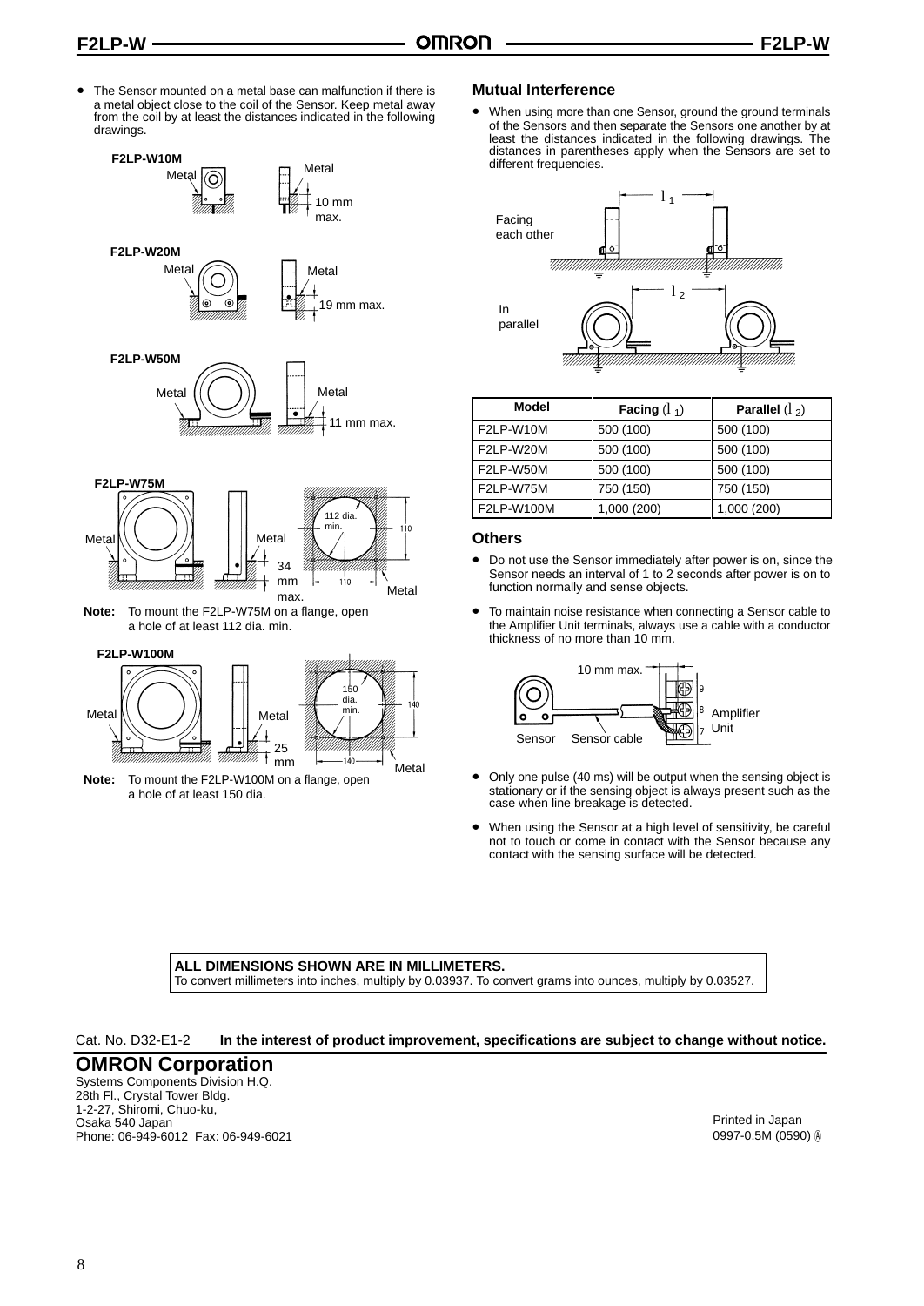- The Sensor mounted on a metal base can malfunction if there is a metal object close to the coil of the Sensor. Keep metal away from the coil by at least the distances indicated in the following drawings.

**F2LP-W10M**

Metal
Metal
10 mm max.

**F2LP-W20M**

Metal
Metal
19 mm max.

**F2LP-W50M**

Metal
Metal
11 mm max.

**F2LP-W75M**

Metal
Metal
34 mm max.
112 dia. min.
110
110
Metal

**Note:** To mount the F2LP-W75M on a flange, open a hole of at least 112 dia. min.

**F2LP-W100M**

Metal
Metal
25 mm
150 dia. min.
140
140
Metal

**Note:** To mount the F2LP-W100M on a flange, open a hole of at least 150 dia.

### Mutual Interference

- When using more than one Sensor, ground the ground terminals of the Sensors and then separate the Sensors one another by at least the distances indicated in the following drawings. The distances in parentheses apply when the Sensors are set to different frequencies.

Facing each other
$l_1$
In parallel
$l_2$

| Model | Facing ($l_1$) | Parallel ($l_2$) |
|---|---|---|
| F2LP-W10M | 500 (100) | 500 (100) |
| F2LP-W20M | 500 (100) | 500 (100) |
| F2LP-W50M | 500 (100) | 500 (100) |
| F2LP-W75M | 750 (150) | 750 (150) |
| F2LP-W100M | 1,000 (200) | 1,000 (200) |

### Others

- Do not use the Sensor immediately after power is on, since the Sensor needs an interval of 1 to 2 seconds after power is on to function normally and sense objects.
- To maintain noise resistance when connecting a Sensor cable to the Amplifier Unit terminals, always use a cable with a conductor thickness of no more than 10 mm.

10 mm max.
Sensor
Sensor cable
Amplifier Unit
9
8
7

- Only one pulse (40 ms) will be output when the sensing object is stationary or if the sensing object is always present such as the case when line breakage is detected.
- When using the Sensor at a high level of sensitivity, be careful not to touch or come in contact with the Sensor because any contact with the sensing surface will be detected.

**ALL DIMENSIONS SHOWN ARE IN MILLIMETERS.**
To convert millimeters into inches, multiply by 0.03937. To convert grams into ounces, multiply by 0.03527.

Cat. No. D32-E1-2 **In the interest of product improvement, specifications are subject to change without notice.**

**OMRON Corporation**
Systems Components Division H.Q.
28th Fl., Crystal Tower Bldg.
1-2-27, Shiromi, Chuo-ku,
Osaka 540 Japan
Phone: 06-949-6012 Fax: 06-949-6021

Printed in Japan
0997-0.5M (0590)